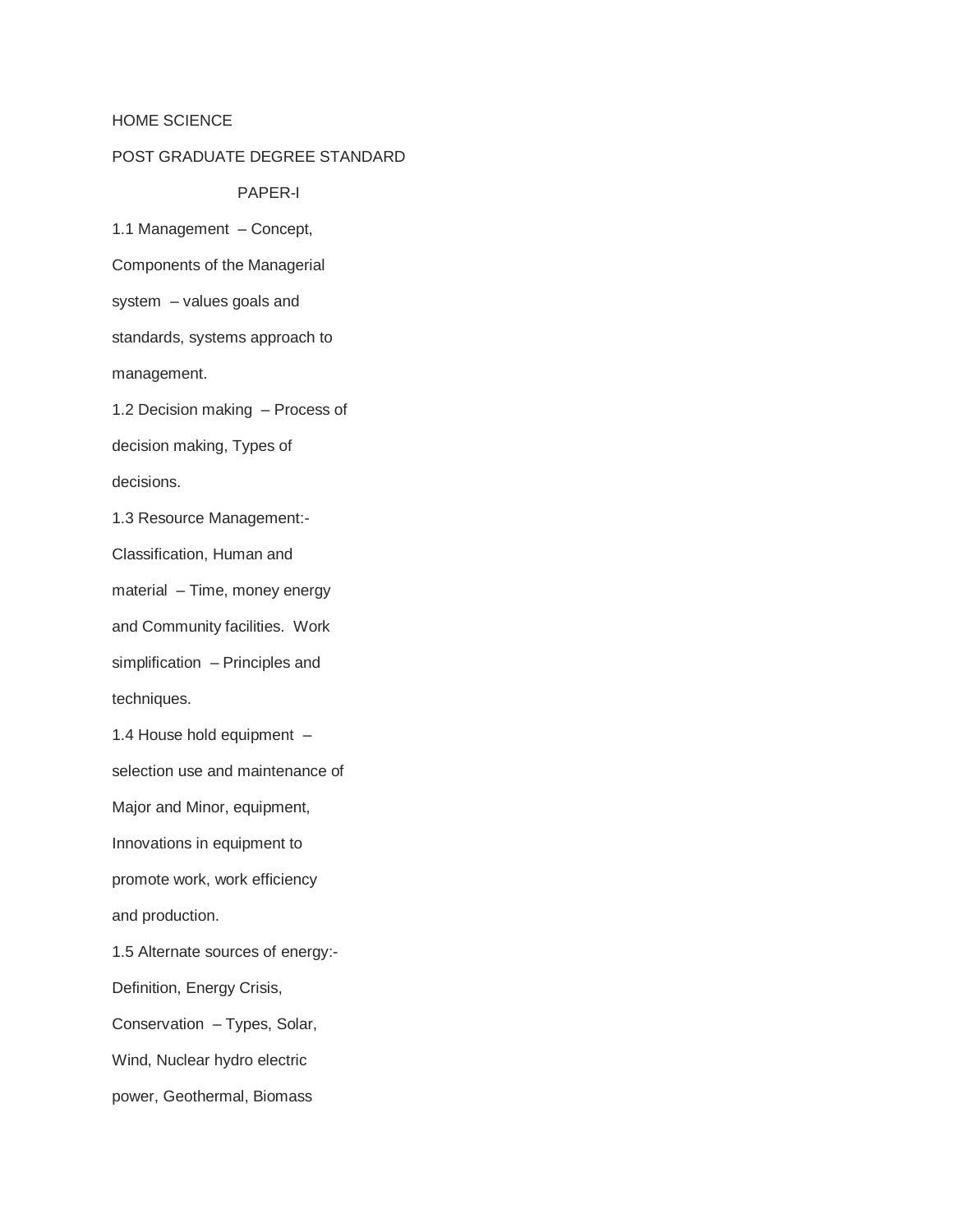# HOME SCIENCE

## POST GRADUATE DEGREE STANDARD

### PAPER-I

1.1 Management – Concept, Components of the Managerial system – values goals and standards, systems approach to management.

1.2 Decision making – Process of decision making, Types of decisions.

1.3 Resource Management:- Classification, Human and material – Time, money energy and Community facilities. Work simplification – Principles and techniques.

1.4 House hold equipment – selection use and maintenance of Major and Minor, equipment, Innovations in equipment to promote work, work efficiency and production.

1.5 Alternate sources of energy:- Definition, Energy Crisis, Conservation – Types, Solar, Wind, Nuclear hydro electric power, Geothermal, Biomass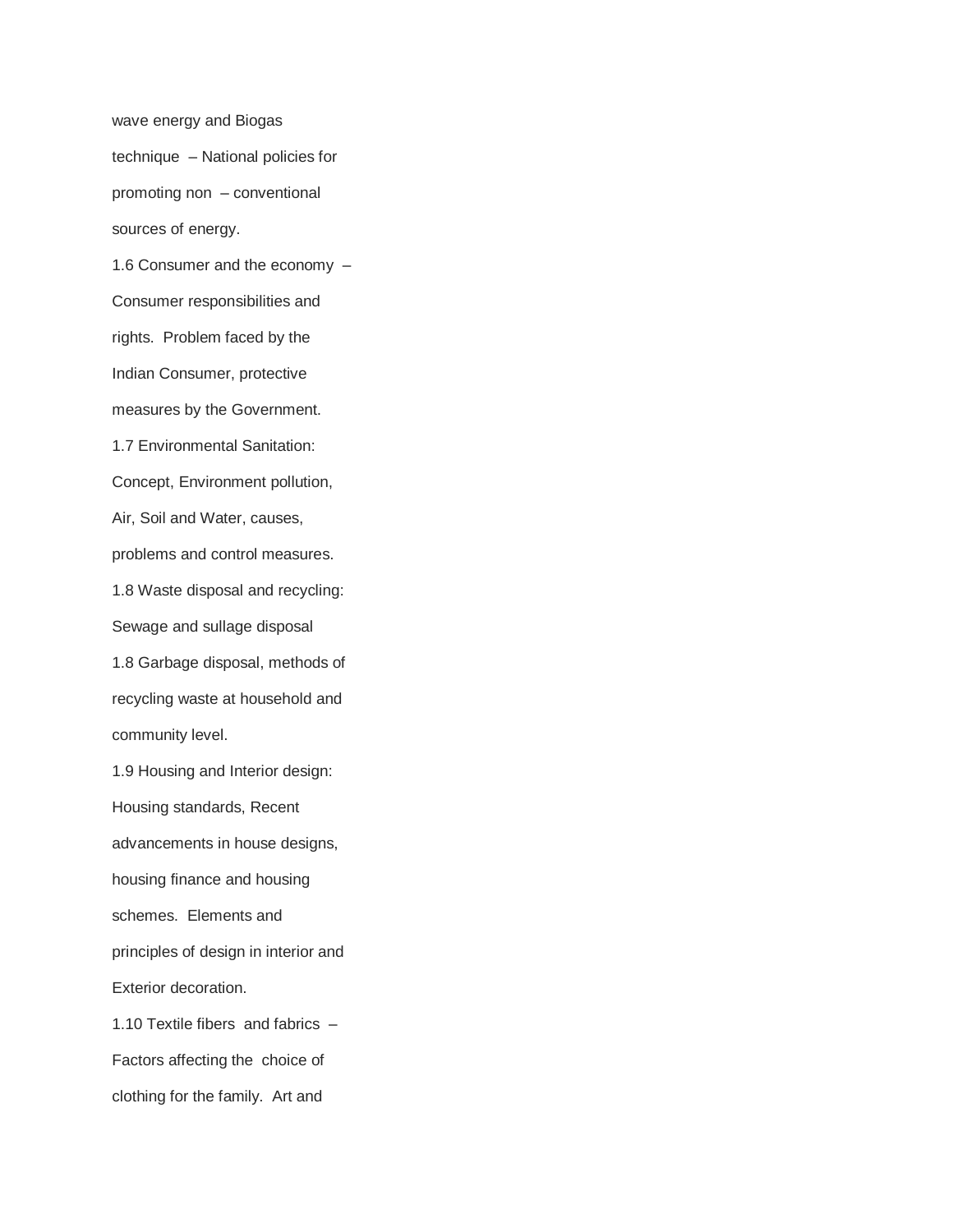wave energy and Biogas technique – National policies for promoting non – conventional sources of energy.

1.6 Consumer and the economy – Consumer responsibilities and rights. Problem faced by the Indian Consumer, protective measures by the Government.

1.7 Environmental Sanitation: Concept, Environment pollution, Air, Soil and Water, causes, problems and control measures.

1.8 Waste disposal and recycling: Sewage and sullage disposal

1.8 Garbage disposal, methods of recycling waste at household and community level.

1.9 Housing and Interior design: Housing standards, Recent advancements in house designs, housing finance and housing schemes. Elements and principles of design in interior and Exterior decoration.

1.10 Textile fibers and fabrics – Factors affecting the choice of clothing for the family. Art and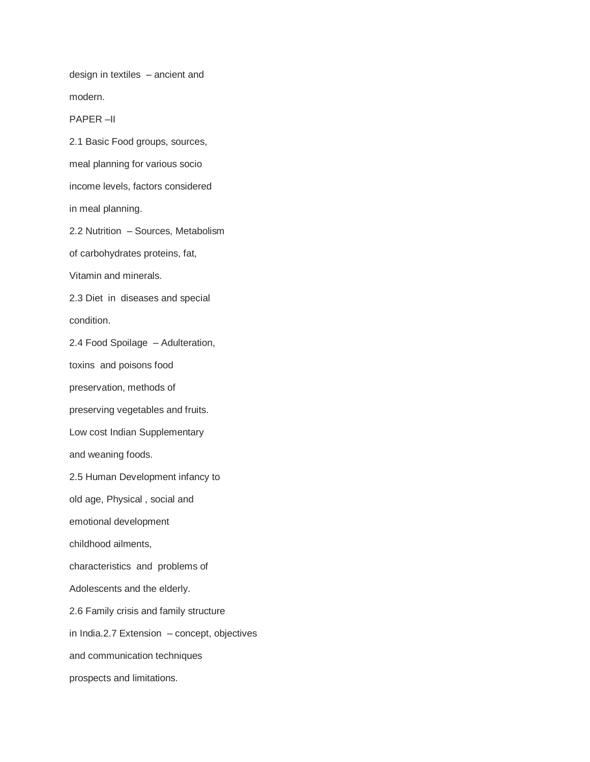design in textiles – ancient and modern.

## PAPER –II

2.1 Basic Food groups, sources, meal planning for various socio income levels, factors considered in meal planning.

2.2 Nutrition – Sources, Metabolism of carbohydrates proteins, fat, Vitamin and minerals.

2.3 Diet in diseases and special condition.

2.4 Food Spoilage – Adulteration, toxins and poisons food preservation, methods of preserving vegetables and fruits. Low cost Indian Supplementary and weaning foods.

2.5 Human Development infancy to old age, Physical , social and emotional development childhood ailments, characteristics and problems of Adolescents and the elderly.

2.6 Family crisis and family structure in India.2.7 Extension – concept, objectives and communication techniques prospects and limitations.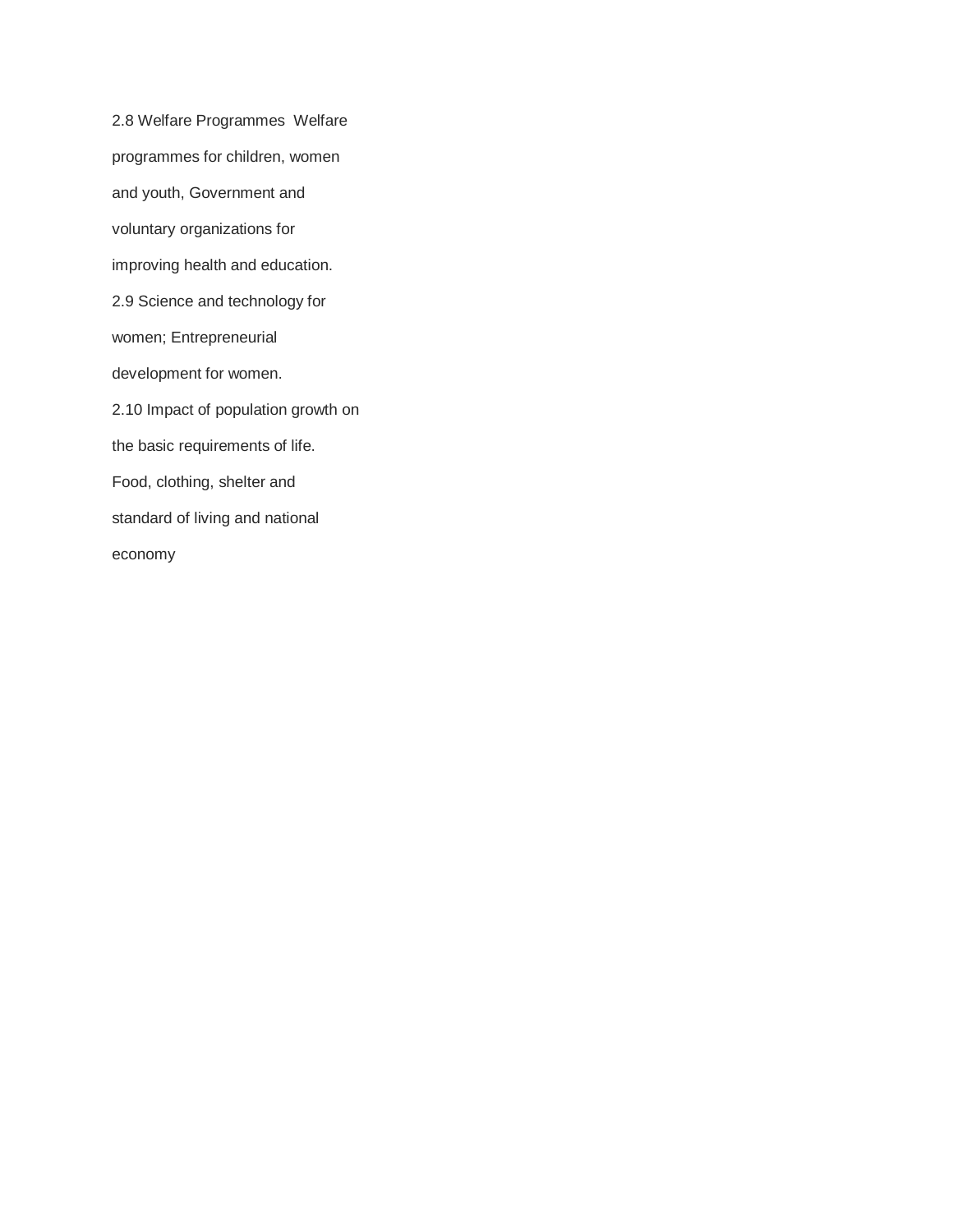2.8 Welfare Programmes Welfare programmes for children, women and youth, Government and voluntary organizations for improving health and education.

2.9 Science and technology for women; Entrepreneurial development for women.

2.10 Impact of population growth on the basic requirements of life. Food, clothing, shelter and standard of living and national economy